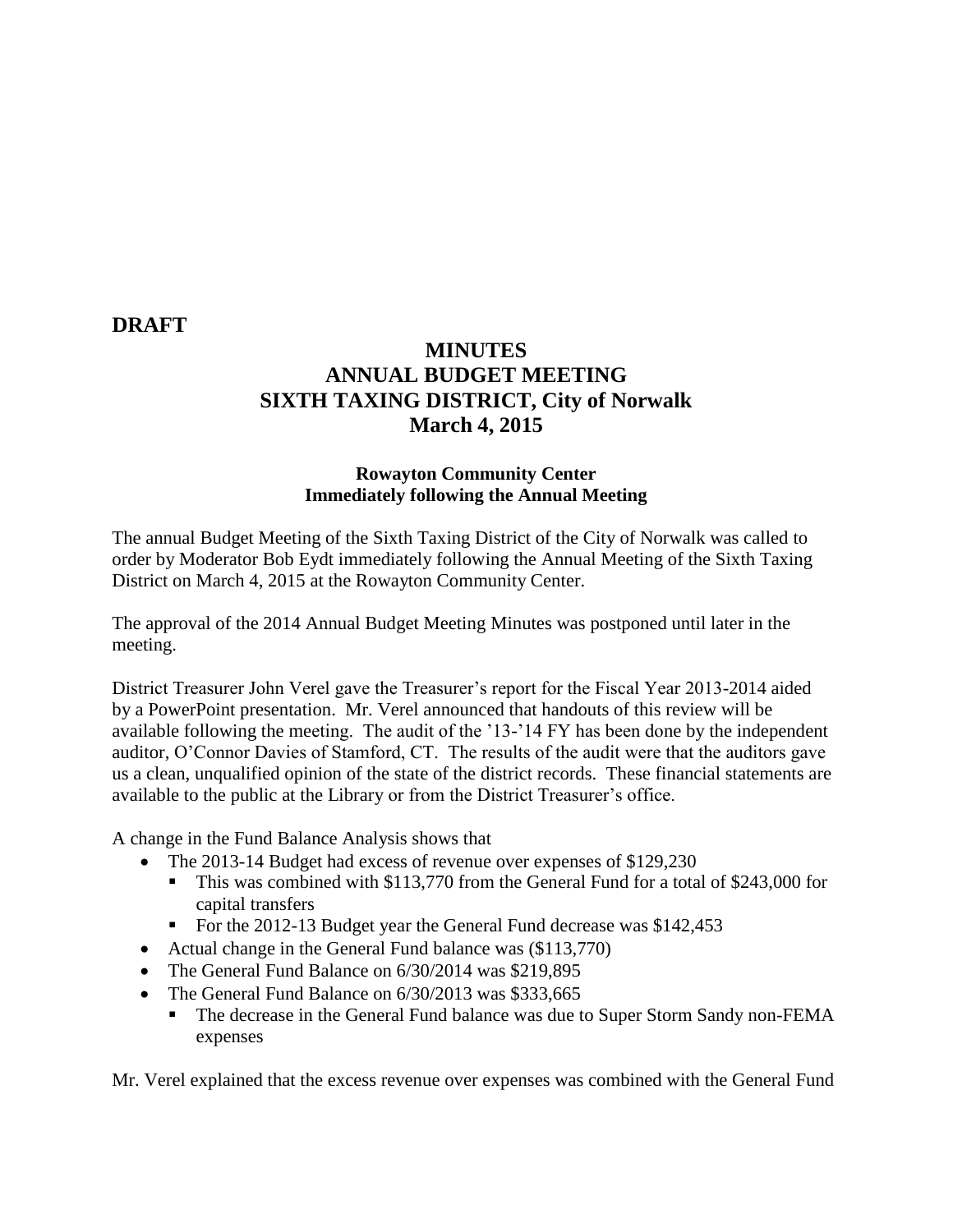**DRAFT**

# MINUTES
# ANNUAL BUDGET MEETING
# SIXTH TAXING DISTRICT, City of Norwalk
# March 4, 2015

**Rowayton Community Center**
**Immediately following the Annual Meeting**

The annual Budget Meeting of the Sixth Taxing District of the City of Norwalk was called to order by Moderator Bob Eydt immediately following the Annual Meeting of the Sixth Taxing District on March 4, 2015 at the Rowayton Community Center.

The approval of the 2014 Annual Budget Meeting Minutes was postponed until later in the meeting.

District Treasurer John Verel gave the Treasurer's report for the Fiscal Year 2013-2014 aided by a PowerPoint presentation. Mr. Verel announced that handouts of this review will be available following the meeting. The audit of the '13-'14 FY has been done by the independent auditor, O'Connor Davies of Stamford, CT. The results of the audit were that the auditors gave us a clean, unqualified opinion of the state of the district records. These financial statements are available to the public at the Library or from the District Treasurer's office.

A change in the Fund Balance Analysis shows that

- The 2013-14 Budget had excess of revenue over expenses of $129,230
  - This was combined with $113,770 from the General Fund for a total of $243,000 for capital transfers
  - For the 2012-13 Budget year the General Fund decrease was $142,453
- Actual change in the General Fund balance was ($113,770)
- The General Fund Balance on 6/30/2014 was $219,895
- The General Fund Balance on 6/30/2013 was $333,665
  - The decrease in the General Fund balance was due to Super Storm Sandy non-FEMA expenses

Mr. Verel explained that the excess revenue over expenses was combined with the General Fund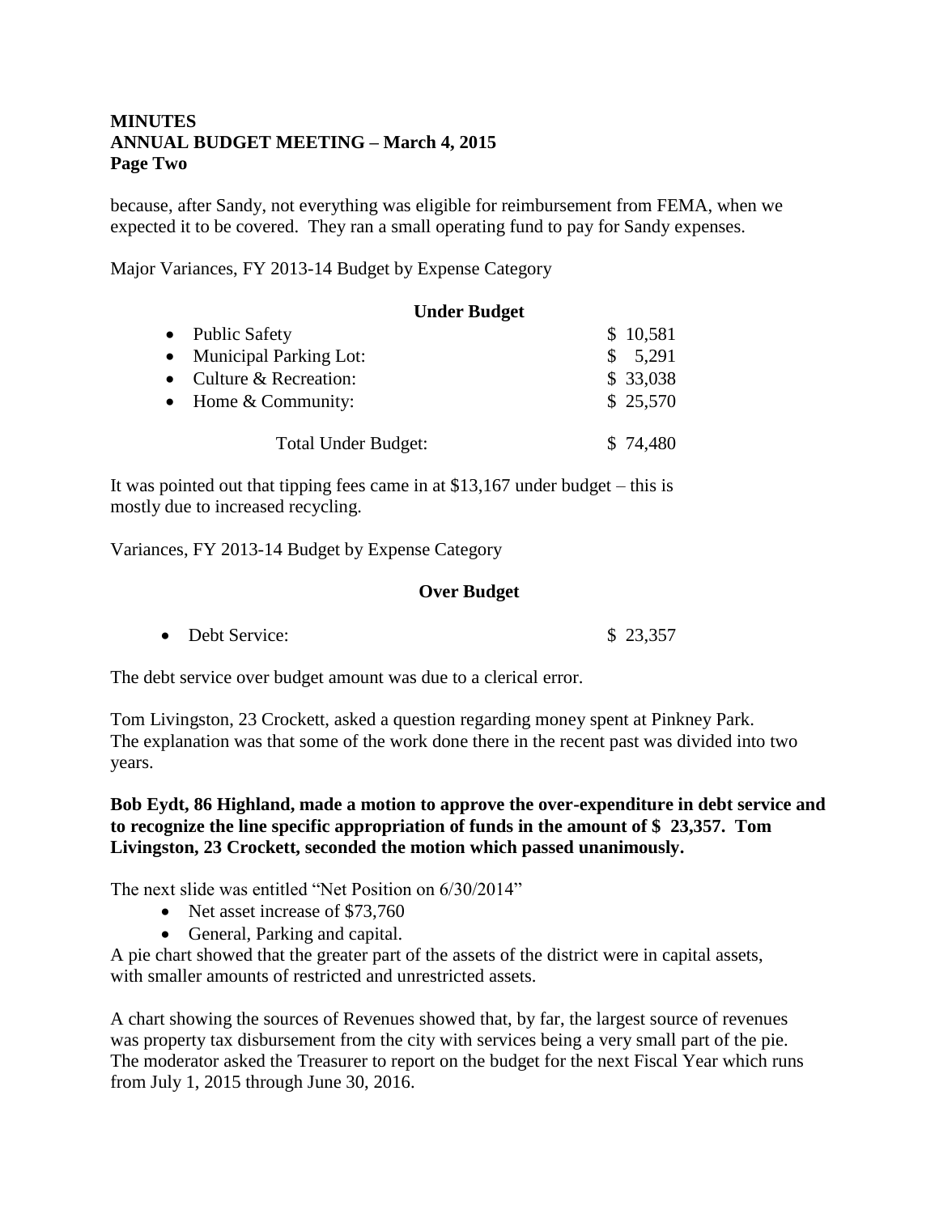**MINUTES**
**ANNUAL BUDGET MEETING – March 4, 2015**
**Page Two**

because, after Sandy, not everything was eligible for reimbursement from FEMA, when we expected it to be covered. They ran a small operating fund to pay for Sandy expenses.

Major Variances, FY 2013-14 Budget by Expense Category

**Under Budget**

| | |
|---|---|
| • Public Safety | \$ 10,581 |
| • Municipal Parking Lot: | \$ 5,291 |
| • Culture & Recreation: | \$ 33,038 |
| • Home & Community: | \$ 25,570 |
| Total Under Budget: | \$ 74,480 |

It was pointed out that tipping fees came in at \$13,167 under budget – this is mostly due to increased recycling.

Variances, FY 2013-14 Budget by Expense Category

**Over Budget**

| | |
|---|---|
| • Debt Service: | \$ 23,357 |

The debt service over budget amount was due to a clerical error.

Tom Livingston, 23 Crockett, asked a question regarding money spent at Pinkney Park. The explanation was that some of the work done there in the recent past was divided into two years.

**Bob Eydt, 86 Highland, made a motion to approve the over-expenditure in debt service and to recognize the line specific appropriation of funds in the amount of \$ 23,357. Tom Livingston, 23 Crockett, seconded the motion which passed unanimously.**

The next slide was entitled "Net Position on 6/30/2014"

- Net asset increase of \$73,760
- General, Parking and capital.

A pie chart showed that the greater part of the assets of the district were in capital assets, with smaller amounts of restricted and unrestricted assets.

A chart showing the sources of Revenues showed that, by far, the largest source of revenues was property tax disbursement from the city with services being a very small part of the pie. The moderator asked the Treasurer to report on the budget for the next Fiscal Year which runs from July 1, 2015 through June 30, 2016.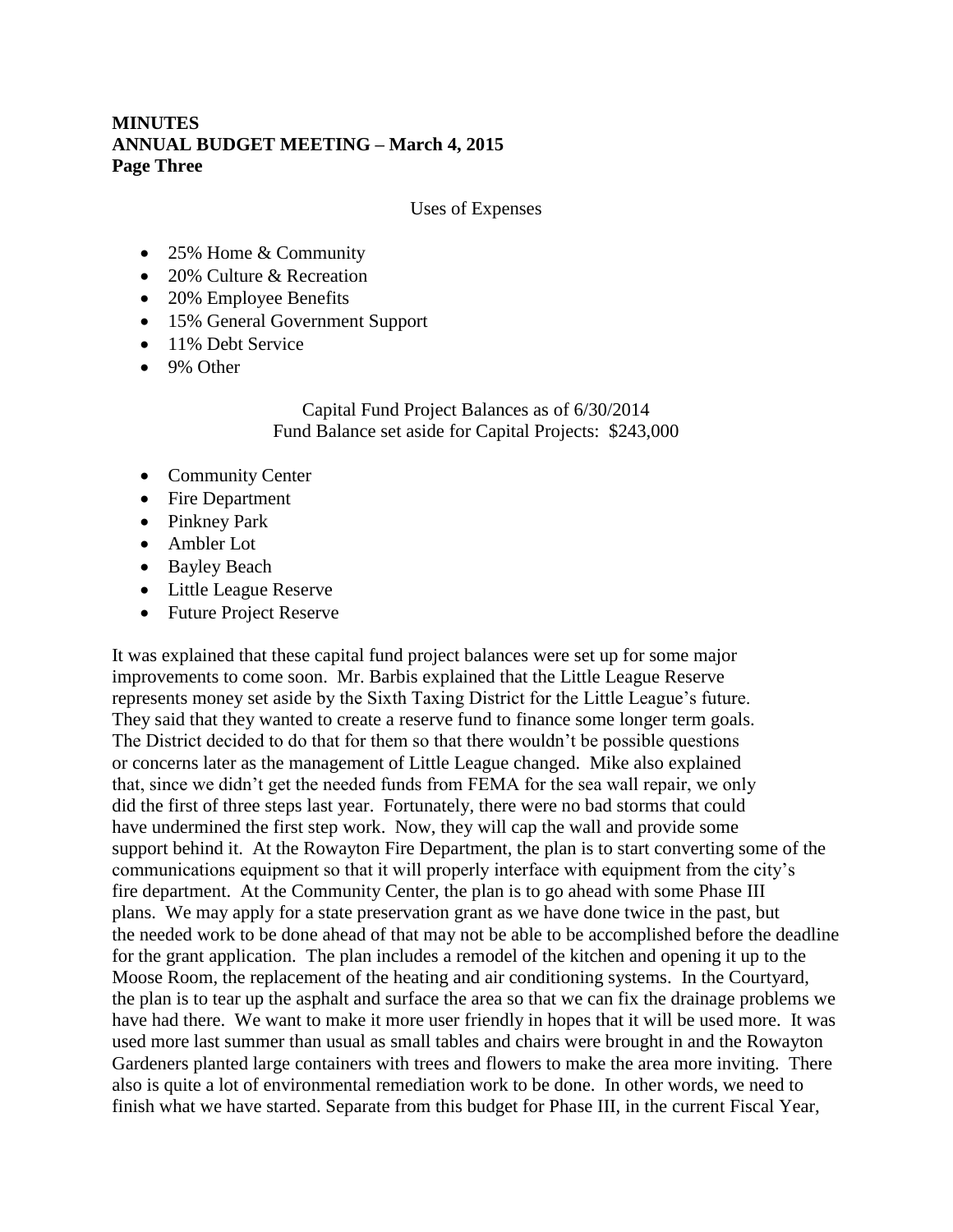**MINUTES**
**ANNUAL BUDGET MEETING – March 4, 2015**
**Page Three**

Uses of Expenses

- 25% Home & Community
- 20% Culture & Recreation
- 20% Employee Benefits
- 15% General Government Support
- 11% Debt Service
- 9% Other

Capital Fund Project Balances as of 6/30/2014
Fund Balance set aside for Capital Projects: $243,000

- Community Center
- Fire Department
- Pinkney Park
- Ambler Lot
- Bayley Beach
- Little League Reserve
- Future Project Reserve

It was explained that these capital fund project balances were set up for some major improvements to come soon. Mr. Barbis explained that the Little League Reserve represents money set aside by the Sixth Taxing District for the Little League's future. They said that they wanted to create a reserve fund to finance some longer term goals. The District decided to do that for them so that there wouldn't be possible questions or concerns later as the management of Little League changed. Mike also explained that, since we didn't get the needed funds from FEMA for the sea wall repair, we only did the first of three steps last year. Fortunately, there were no bad storms that could have undermined the first step work. Now, they will cap the wall and provide some support behind it. At the Rowayton Fire Department, the plan is to start converting some of the communications equipment so that it will properly interface with equipment from the city's fire department. At the Community Center, the plan is to go ahead with some Phase III plans. We may apply for a state preservation grant as we have done twice in the past, but the needed work to be done ahead of that may not be able to be accomplished before the deadline for the grant application. The plan includes a remodel of the kitchen and opening it up to the Moose Room, the replacement of the heating and air conditioning systems. In the Courtyard, the plan is to tear up the asphalt and surface the area so that we can fix the drainage problems we have had there. We want to make it more user friendly in hopes that it will be used more. It was used more last summer than usual as small tables and chairs were brought in and the Rowayton Gardeners planted large containers with trees and flowers to make the area more inviting. There also is quite a lot of environmental remediation work to be done. In other words, we need to finish what we have started. Separate from this budget for Phase III, in the current Fiscal Year,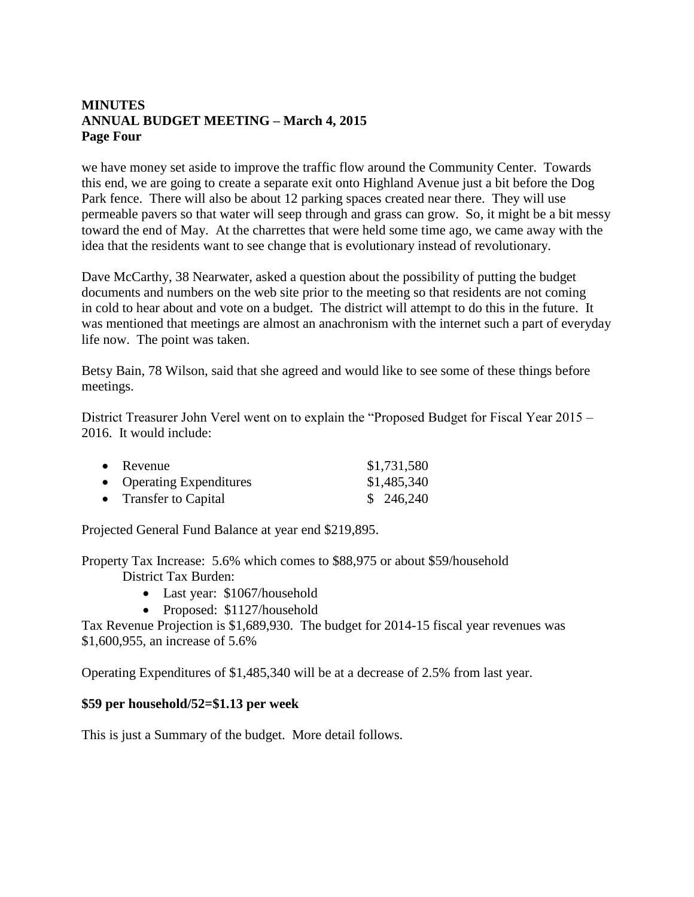**MINUTES**
**ANNUAL BUDGET MEETING – March 4, 2015**
**Page Four**

we have money set aside to improve the traffic flow around the Community Center. Towards this end, we are going to create a separate exit onto Highland Avenue just a bit before the Dog Park fence. There will also be about 12 parking spaces created near there. They will use permeable pavers so that water will seep through and grass can grow. So, it might be a bit messy toward the end of May. At the charrettes that were held some time ago, we came away with the idea that the residents want to see change that is evolutionary instead of revolutionary.

Dave McCarthy, 38 Nearwater, asked a question about the possibility of putting the budget documents and numbers on the web site prior to the meeting so that residents are not coming in cold to hear about and vote on a budget. The district will attempt to do this in the future. It was mentioned that meetings are almost an anachronism with the internet such a part of everyday life now. The point was taken.

Betsy Bain, 78 Wilson, said that she agreed and would like to see some of these things before meetings.

District Treasurer John Verel went on to explain the "Proposed Budget for Fiscal Year 2015 – 2016. It would include:

- Revenue $1,731,580
- Operating Expenditures $1,485,340
- Transfer to Capital $ 246,240

Projected General Fund Balance at year end $219,895.

Property Tax Increase: 5.6% which comes to $88,975 or about $59/household
District Tax Burden:
- Last year: $1067/household
- Proposed: $1127/household

Tax Revenue Projection is $1,689,930. The budget for 2014-15 fiscal year revenues was $1,600,955, an increase of 5.6%

Operating Expenditures of $1,485,340 will be at a decrease of 2.5% from last year.

**$59 per household/52=$1.13 per week**

This is just a Summary of the budget. More detail follows.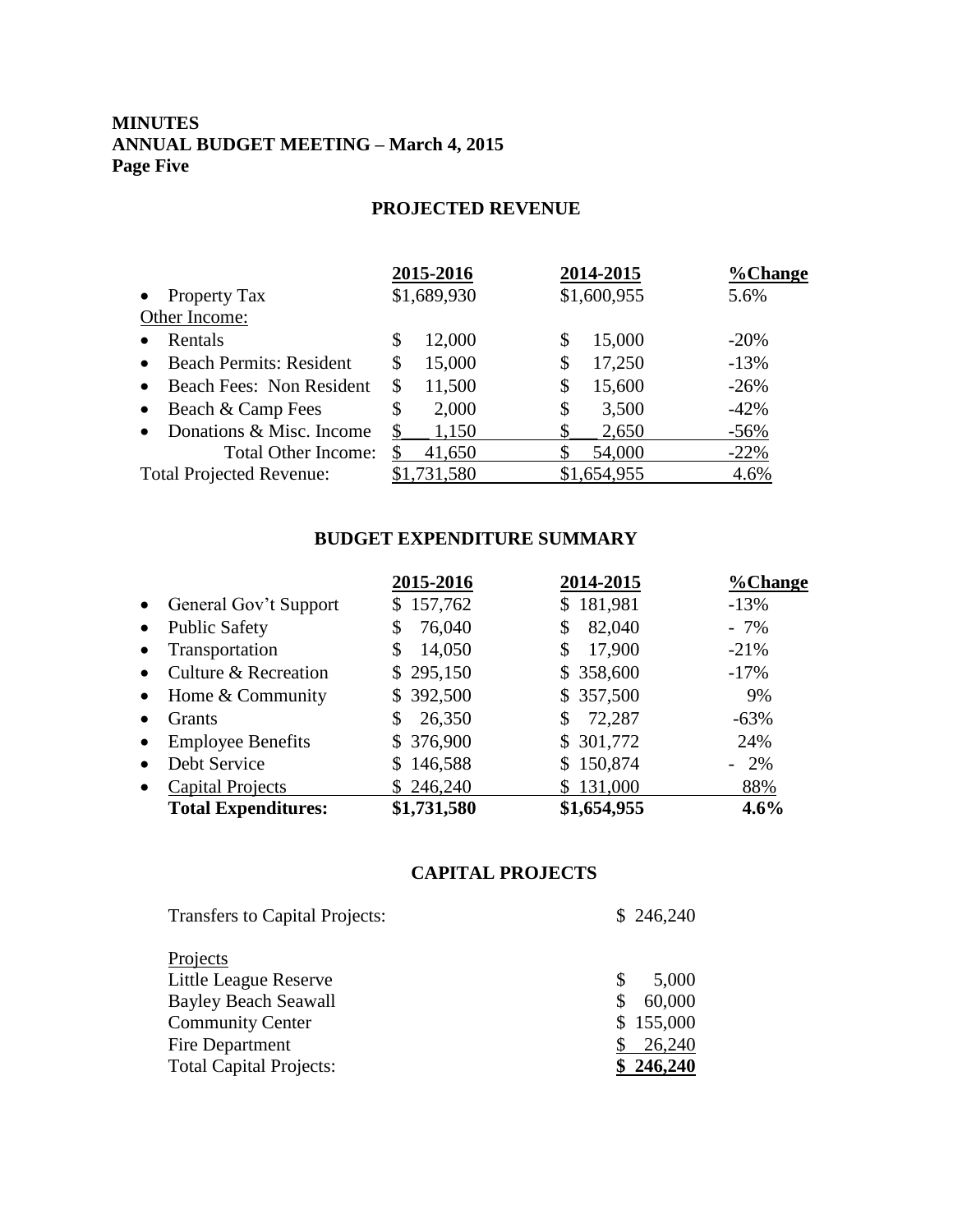**MINUTES**
**ANNUAL BUDGET MEETING – March 4, 2015**
**Page Five**

## PROJECTED REVENUE

| | 2015-2016 | 2014-2015 | %Change |
|---|---|---|---|
| • Property Tax | $1,689,930 | $1,600,955 | 5.6% |
| Other Income: | | | |
| • Rentals | $ 12,000 | $ 15,000 | -20% |
| • Beach Permits: Resident | $ 15,000 | $ 17,250 | -13% |
| • Beach Fees: Non Resident | $ 11,500 | $ 15,600 | -26% |
| • Beach & Camp Fees | $ 2,000 | $ 3,500 | -42% |
| • Donations & Misc. Income | $ 1,150 | $ 2,650 | -56% |
| Total Other Income: | $ 41,650 | $ 54,000 | -22% |
| Total Projected Revenue: | $1,731,580 | $1,654,955 | 4.6% |

## BUDGET EXPENDITURE SUMMARY

| | 2015-2016 | 2014-2015 | %Change |
|---|---|---|---|
| • General Gov't Support | $ 157,762 | $ 181,981 | -13% |
| • Public Safety | $ 76,040 | $ 82,040 | - 7% |
| • Transportation | $ 14,050 | $ 17,900 | -21% |
| • Culture & Recreation | $ 295,150 | $ 358,600 | -17% |
| • Home & Community | $ 392,500 | $ 357,500 | 9% |
| • Grants | $ 26,350 | $ 72,287 | -63% |
| • Employee Benefits | $ 376,900 | $ 301,772 | 24% |
| • Debt Service | $ 146,588 | $ 150,874 | - 2% |
| • Capital Projects | $ 246,240 | $ 131,000 | 88% |
| **Total Expenditures:** | **$1,731,580** | **$1,654,955** | **4.6%** |

## CAPITAL PROJECTS

| | |
|---|---|
| Transfers to Capital Projects: | $ 246,240 |
| Projects | |
| Little League Reserve | $ 5,000 |
| Bayley Beach Seawall | $ 60,000 |
| Community Center | $ 155,000 |
| Fire Department | $ 26,240 |
| Total Capital Projects: | **$ 246,240** |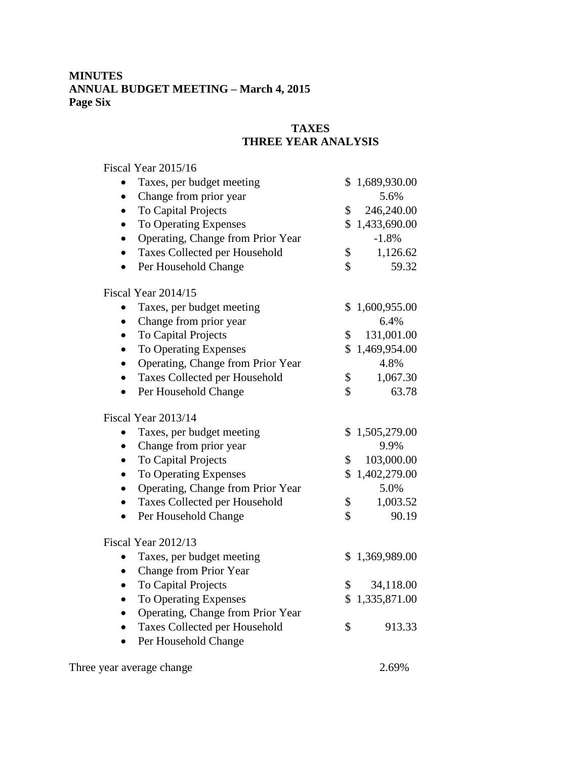**MINUTES**
**ANNUAL BUDGET MEETING – March 4, 2015**
**Page Six**

## TAXES
## THREE YEAR ANALYSIS

Fiscal Year 2015/16

| | |
|---|---|
| • Taxes, per budget meeting | $ 1,689,930.00 |
| • Change from prior year | 5.6% |
| • To Capital Projects | $ 246,240.00 |
| • To Operating Expenses | $ 1,433,690.00 |
| • Operating, Change from Prior Year | -1.8% |
| • Taxes Collected per Household | $ 1,126.62 |
| • Per Household Change | $ 59.32 |

Fiscal Year 2014/15

| | |
|---|---|
| • Taxes, per budget meeting | $ 1,600,955.00 |
| • Change from prior year | 6.4% |
| • To Capital Projects | $ 131,001.00 |
| • To Operating Expenses | $ 1,469,954.00 |
| • Operating, Change from Prior Year | 4.8% |
| • Taxes Collected per Household | $ 1,067.30 |
| • Per Household Change | $ 63.78 |

Fiscal Year 2013/14

| | |
|---|---|
| • Taxes, per budget meeting | $ 1,505,279.00 |
| • Change from prior year | 9.9% |
| • To Capital Projects | $ 103,000.00 |
| • To Operating Expenses | $ 1,402,279.00 |
| • Operating, Change from Prior Year | 5.0% |
| • Taxes Collected per Household | $ 1,003.52 |
| • Per Household Change | $ 90.19 |

Fiscal Year 2012/13

| | |
|---|---|
| • Taxes, per budget meeting | $ 1,369,989.00 |
| • Change from Prior Year | |
| • To Capital Projects | $ 34,118.00 |
| • To Operating Expenses | $ 1,335,871.00 |
| • Operating, Change from Prior Year | |
| • Taxes Collected per Household | $ 913.33 |
| • Per Household Change | |

Three year average change 2.69%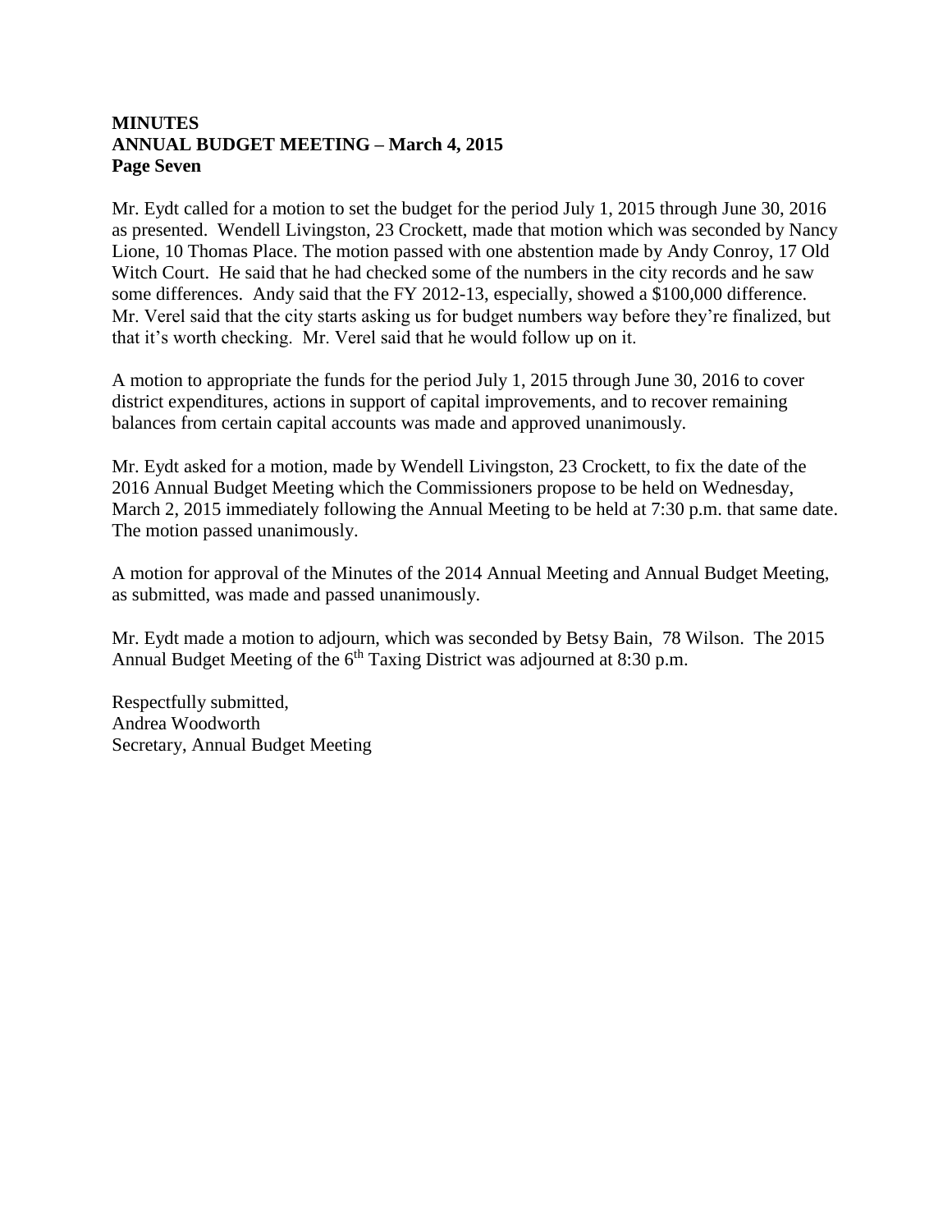**MINUTES**
**ANNUAL BUDGET MEETING – March 4, 2015**
**Page Seven**

Mr. Eydt called for a motion to set the budget for the period July 1, 2015 through June 30, 2016 as presented. Wendell Livingston, 23 Crockett, made that motion which was seconded by Nancy Lione, 10 Thomas Place. The motion passed with one abstention made by Andy Conroy, 17 Old Witch Court. He said that he had checked some of the numbers in the city records and he saw some differences. Andy said that the FY 2012-13, especially, showed a $100,000 difference. Mr. Verel said that the city starts asking us for budget numbers way before they're finalized, but that it's worth checking. Mr. Verel said that he would follow up on it.

A motion to appropriate the funds for the period July 1, 2015 through June 30, 2016 to cover district expenditures, actions in support of capital improvements, and to recover remaining balances from certain capital accounts was made and approved unanimously.

Mr. Eydt asked for a motion, made by Wendell Livingston, 23 Crockett, to fix the date of the 2016 Annual Budget Meeting which the Commissioners propose to be held on Wednesday, March 2, 2015 immediately following the Annual Meeting to be held at 7:30 p.m. that same date. The motion passed unanimously.

A motion for approval of the Minutes of the 2014 Annual Meeting and Annual Budget Meeting, as submitted, was made and passed unanimously.

Mr. Eydt made a motion to adjourn, which was seconded by Betsy Bain, 78 Wilson. The 2015 Annual Budget Meeting of the 6th Taxing District was adjourned at 8:30 p.m.

Respectfully submitted,
Andrea Woodworth
Secretary, Annual Budget Meeting